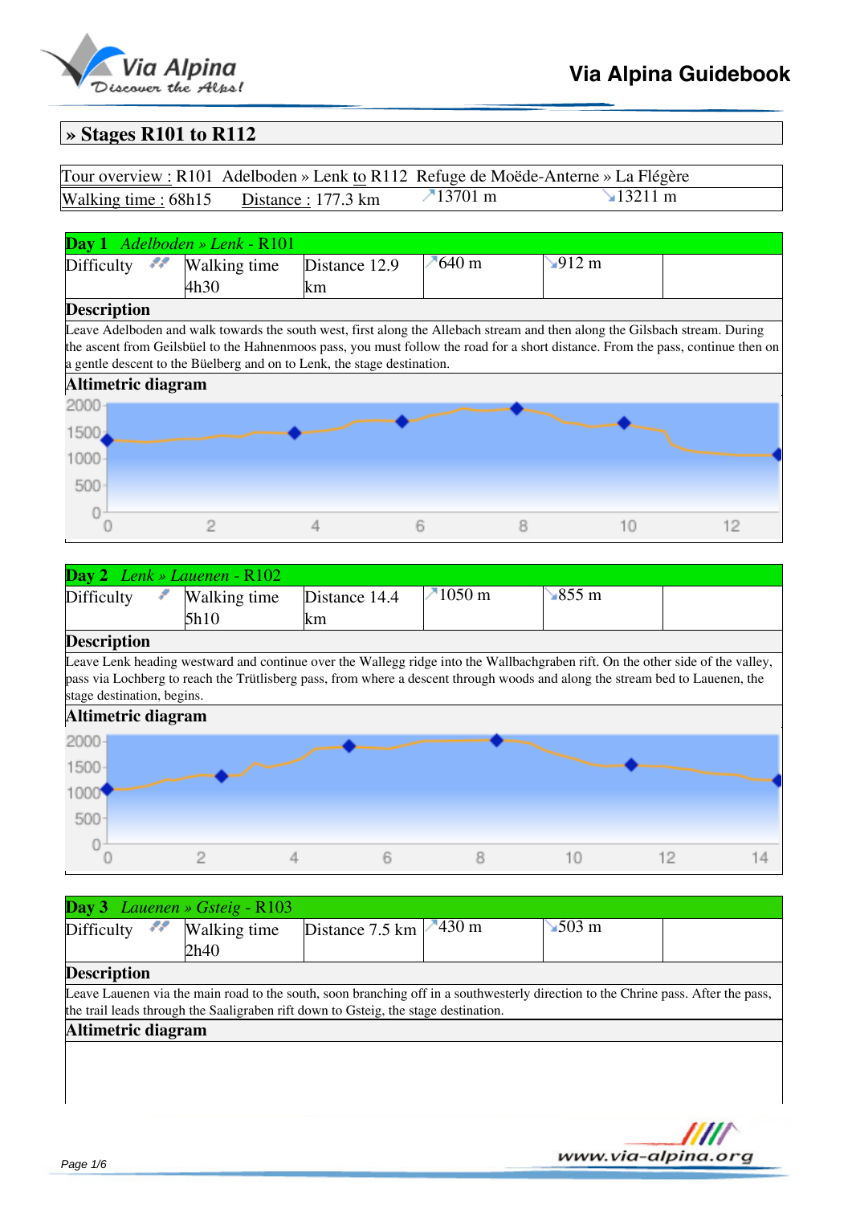## » Stages R101 to R112

| Tour overview : R101 Adelboden » Lenk to R112 Refuge de Moëde-Anterne » La Flégère | | | |
|---|---|---|---|
| Walking time : 68h15 | Distance : 177.3 km | ↗13701 m | ↘13211 m |

### Day 1 *Adelboden » Lenk* - R101

| Difficulty | Walking time 4h30 | Distance 12.9 km | ↗640 m | ↘912 m |
|---|---|---|---|---|

**Description**

Leave Adelboden and walk towards the south west, first along the Allebach stream and then along the Gilsbach stream. During the ascent from Geilsbüel to the Hahnenmoos pass, you must follow the road for a short distance. From the pass, continue then on a gentle descent to the Büelberg and on to Lenk, the stage destination.

**Altimetric diagram**

### Day 2 *Lenk » Lauenen* - R102

| Difficulty | Walking time 5h10 | Distance 14.4 km | ↗1050 m | ↘855 m |
|---|---|---|---|---|

**Description**

Leave Lenk heading westward and continue over the Wallegg ridge into the Wallbachgraben rift. On the other side of the valley, pass via Lochberg to reach the Trütlisberg pass, from where a descent through woods and along the stream bed to Lauenen, the stage destination, begins.

**Altimetric diagram**

### Day 3 *Lauenen » Gsteig* - R103

| Difficulty | Walking time 2h40 | Distance 7.5 km | ↗430 m | ↘503 m |
|---|---|---|---|---|

**Description**

Leave Lauenen via the main road to the south, soon branching off in a southwesterly direction to the Chrine pass. After the pass, the trail leads through the Saaligraben rift down to Gsteig, the stage destination.

**Altimetric diagram**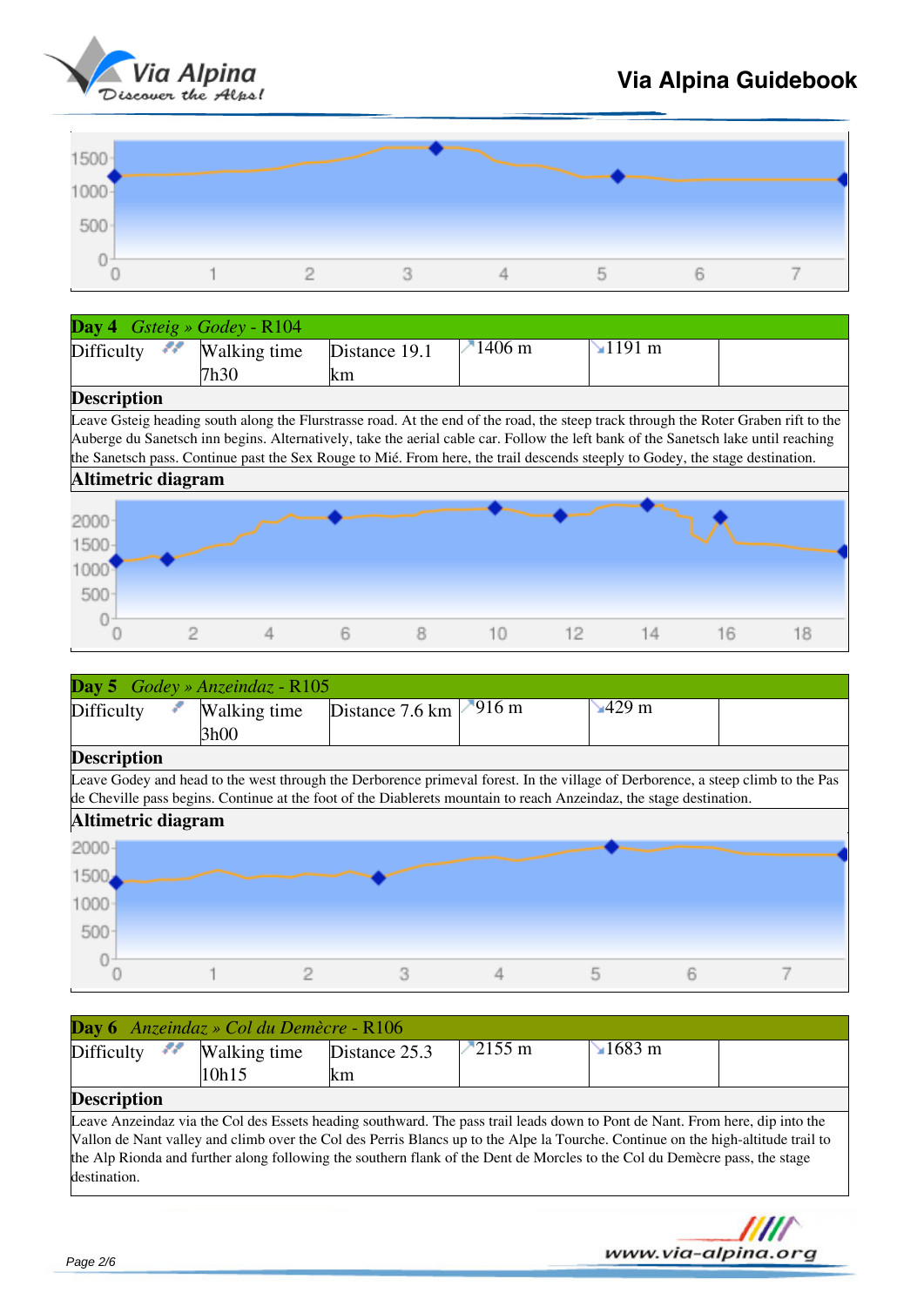## Day 4 *Gsteig » Godey* - R104

| Difficulty | Walking time 7h30 | Distance 19.1 km | ↗1406 m | ↘1191 m | |
|---|---|---|---|---|---|

### Description

Leave Gsteig heading south along the Flurstrasse road. At the end of the road, the steep track through the Roter Graben rift to the Auberge du Sanetsch inn begins. Alternatively, take the aerial cable car. Follow the left bank of the Sanetsch lake until reaching the Sanetsch pass. Continue past the Sex Rouge to Mié. From here, the trail descends steeply to Godey, the stage destination.

### Altimetric diagram

## Day 5 *Godey » Anzeindaz* - R105

| Difficulty | Walking time 3h00 | Distance 7.6 km | ↗916 m | ↘429 m | |
|---|---|---|---|---|---|

### Description

Leave Godey and head to the west through the Derborence primeval forest. In the village of Derborence, a steep climb to the Pas de Cheville pass begins. Continue at the foot of the Diablerets mountain to reach Anzeindaz, the stage destination.

### Altimetric diagram

## Day 6 *Anzeindaz » Col du Demècre* - R106

| Difficulty | Walking time 10h15 | Distance 25.3 km | ↗2155 m | ↘1683 m | |
|---|---|---|---|---|---|

### Description

Leave Anzeindaz via the Col des Essets heading southward. The pass trail leads down to Pont de Nant. From here, dip into the Vallon de Nant valley and climb over the Col des Perris Blancs up to the Alpe la Tourche. Continue on the high-altitude trail to the Alp Rionda and further along following the southern flank of the Dent de Morcles to the Col du Demècre pass, the stage destination.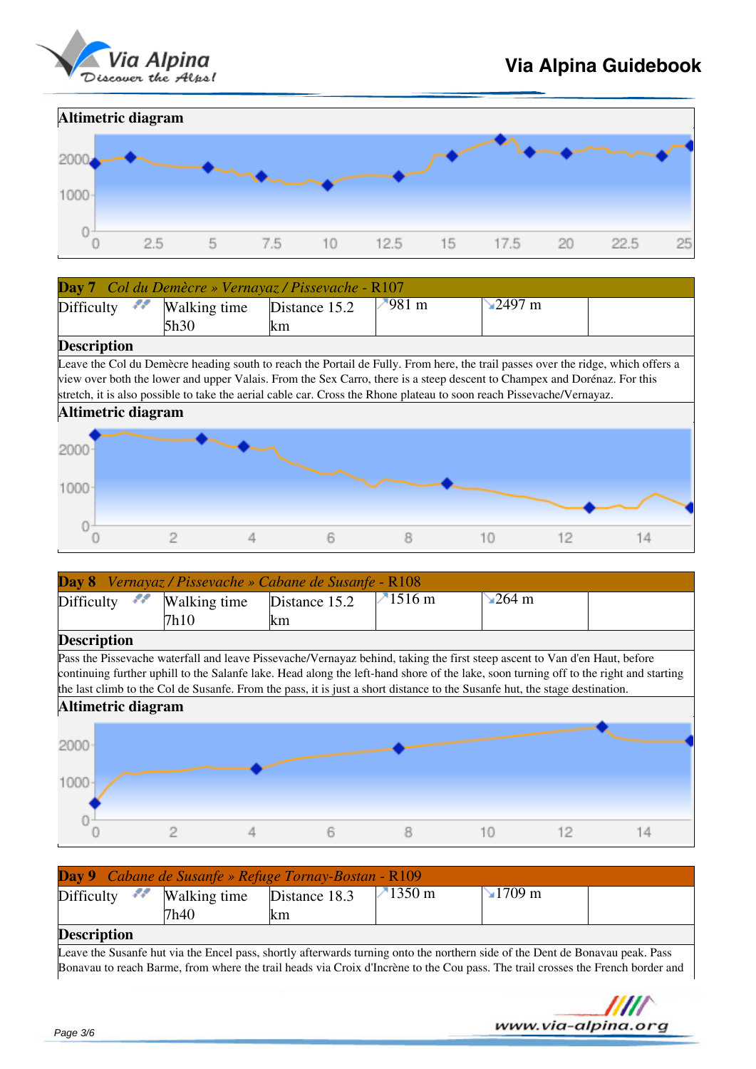## Altimetric diagram

## Day 7 *Col du Demècre » Vernayaz / Pissevache* - R107

| Difficulty | Walking time 5h30 | Distance 15.2 km | ↗981 m | ↘2497 m | |
|---|---|---|---|---|---|

### Description

Leave the Col du Demècre heading south to reach the Portail de Fully. From here, the trail passes over the ridge, which offers a view over both the lower and upper Valais. From the Sex Carro, there is a steep descent to Champex and Dorénaz. For this stretch, it is also possible to take the aerial cable car. Cross the Rhone plateau to soon reach Pissevache/Vernayaz.

### Altimetric diagram

## Day 8 *Vernayaz / Pissevache » Cabane de Susanfe* - R108

| Difficulty | Walking time 7h10 | Distance 15.2 km | ↗1516 m | ↘264 m | |
|---|---|---|---|---|---|

### Description

Pass the Pissevache waterfall and leave Pissevache/Vernayaz behind, taking the first steep ascent to Van d'en Haut, before continuing further uphill to the Salanfe lake. Head along the left-hand shore of the lake, soon turning off to the right and starting the last climb to the Col de Susanfe. From the pass, it is just a short distance to the Susanfe hut, the stage destination.

### Altimetric diagram

## Day 9 *Cabane de Susanfe » Refuge Tornay-Bostan* - R109

| Difficulty | Walking time 7h40 | Distance 18.3 km | ↗1350 m | ↘1709 m | |
|---|---|---|---|---|---|

### Description

Leave the Susanfe hut via the Encel pass, shortly afterwards turning onto the northern side of the Dent de Bonavau peak. Pass Bonavau to reach Barme, from where the trail heads via Croix d'Incrène to the Cou pass. The trail crosses the French border and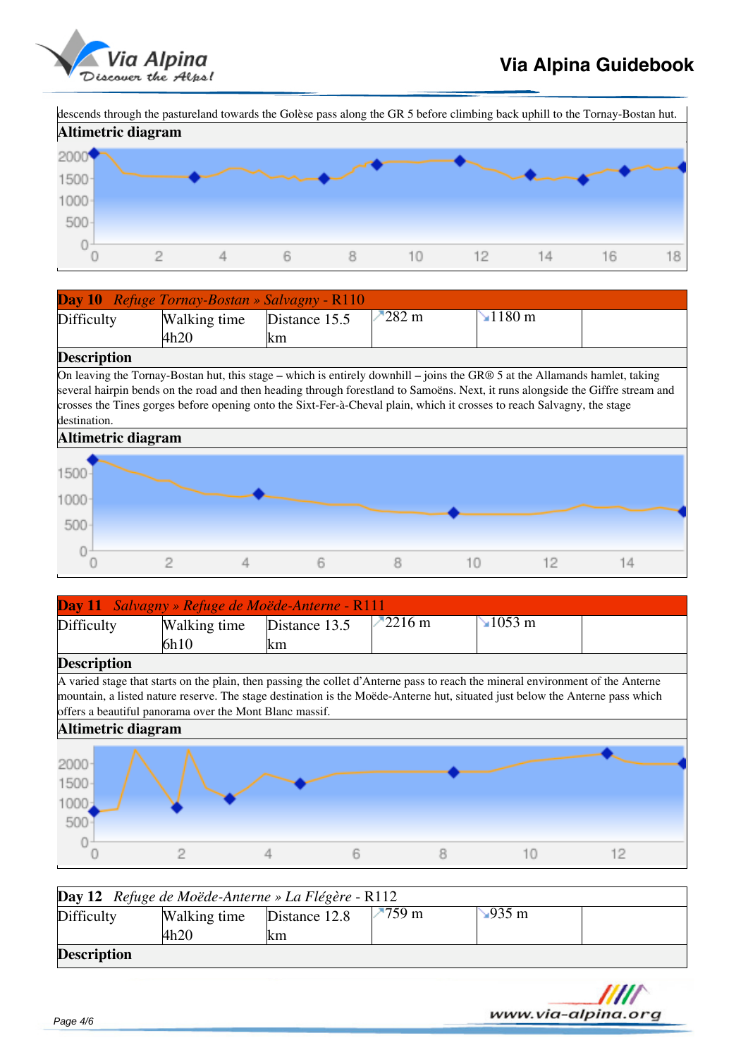descends through the pastureland towards the Golèse pass along the GR 5 before climbing back uphill to the Tornay-Bostan hut.

**Altimetric diagram**

| **Day 10** *Refuge Tornay-Bostan » Salvagny* - R110 | | | | | |
|---|---|---|---|---|---|
| Difficulty | Walking time 4h20 | Distance 15.5 km | ↗282 m | ↘1180 m | |

**Description**

On leaving the Tornay-Bostan hut, this stage – which is entirely downhill – joins the GR® 5 at the Allamands hamlet, taking several hairpin bends on the road and then heading through forestland to Samoëns. Next, it runs alongside the Giffre stream and crosses the Tines gorges before opening onto the Sixt-Fer-à-Cheval plain, which it crosses to reach Salvagny, the stage destination.

**Altimetric diagram**

| **Day 11** *Salvagny » Refuge de Moëde-Anterne* - R111 | | | | | |
|---|---|---|---|---|---|
| Difficulty | Walking time 6h10 | Distance 13.5 km | ↗2216 m | ↘1053 m | |

**Description**

A varied stage that starts on the plain, then passing the collet d'Anterne pass to reach the mineral environment of the Anterne mountain, a listed nature reserve. The stage destination is the Moëde-Anterne hut, situated just below the Anterne pass which offers a beautiful panorama over the Mont Blanc massif.

**Altimetric diagram**

| **Day 12** *Refuge de Moëde-Anterne » La Flégère* - R112 | | | | | |
|---|---|---|---|---|---|
| Difficulty | Walking time 4h20 | Distance 12.8 km | ↗759 m | ↘935 m | |

**Description**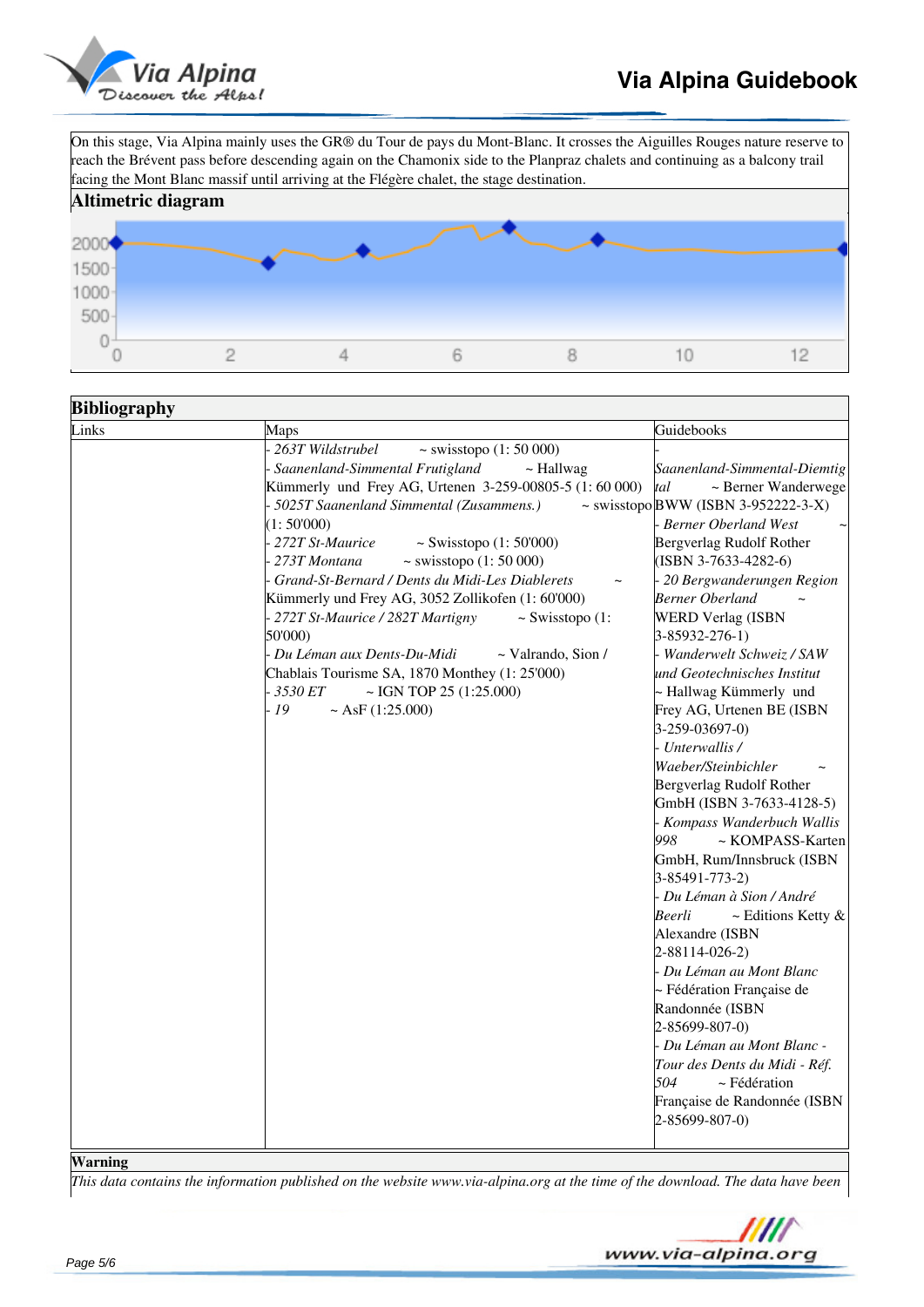On this stage, Via Alpina mainly uses the GR® du Tour de pays du Mont-Blanc. It crosses the Aiguilles Rouges nature reserve to reach the Brévent pass before descending again on the Chamonix side to the Planpraz chalets and continuing as a balcony trail facing the Mont Blanc massif until arriving at the Flégère chalet, the stage destination.

## Altimetric diagram

## Bibliography

| Links | Maps | Guidebooks |
|---|---|---|
| | - *263T Wildstrubel* ~ swisstopo (1: 50 000)<br>- *Saanenland-Simmental Frutigland* ~ Hallwag Kümmerly und Frey AG, Urtenen 3-259-00805-5 (1: 60 000)<br>- *5025T Saanenland Simmental (Zusammens.)* ~ swisstopo (1: 50'000)<br>- *272T St-Maurice* ~ Swisstopo (1: 50'000)<br>- *273T Montana* ~ swisstopo (1: 50 000)<br>- *Grand-St-Bernard / Dents du Midi-Les Diablerets* ~ Kümmerly und Frey AG, 3052 Zollikofen (1: 60'000)<br>- *272T St-Maurice / 282T Martigny* ~ Swisstopo (1: 50'000)<br>- *Du Léman aux Dents-Du-Midi* ~ Valrando, Sion / Chablais Tourisme SA, 1870 Monthey (1: 25'000)<br>- *3530 ET* ~ IGN TOP 25 (1:25.000)<br>- *19* ~ AsF (1:25.000) | - *Saanenland-Simmental-Diemtigtal* ~ Berner Wanderwege BWW (ISBN 3-952222-3-X)<br>- *Berner Oberland West* ~ Bergverlag Rudolf Rother (ISBN 3-7633-4282-6)<br>- *20 Bergwanderungen Region Berner Oberland* ~ WERD Verlag (ISBN 3-85932-276-1)<br>- *Wanderwelt Schweiz / SAW und Geotechnisches Institut* ~ Hallwag Kümmerly und Frey AG, Urtenen BE (ISBN 3-259-03697-0)<br>- *Unterwallis / Waeber/Steinbichler* ~ Bergverlag Rudolf Rother GmbH (ISBN 3-7633-4128-5)<br>- *Kompass Wanderbuch Wallis 998* ~ KOMPASS-Karten GmbH, Rum/Innsbruck (ISBN 3-85491-773-2)<br>- *Du Léman à Sion / André Beerli* ~ Editions Ketty & Alexandre (ISBN 2-88114-026-2)<br>- *Du Léman au Mont Blanc* ~ Fédération Française de Randonnée (ISBN 2-85699-807-0)<br>- *Du Léman au Mont Blanc - Tour des Dents du Midi - Réf. 504* ~ Fédération Française de Randonnée (ISBN 2-85699-807-0) |

**Warning**

*This data contains the information published on the website www.via-alpina.org at the time of the download. The data have been*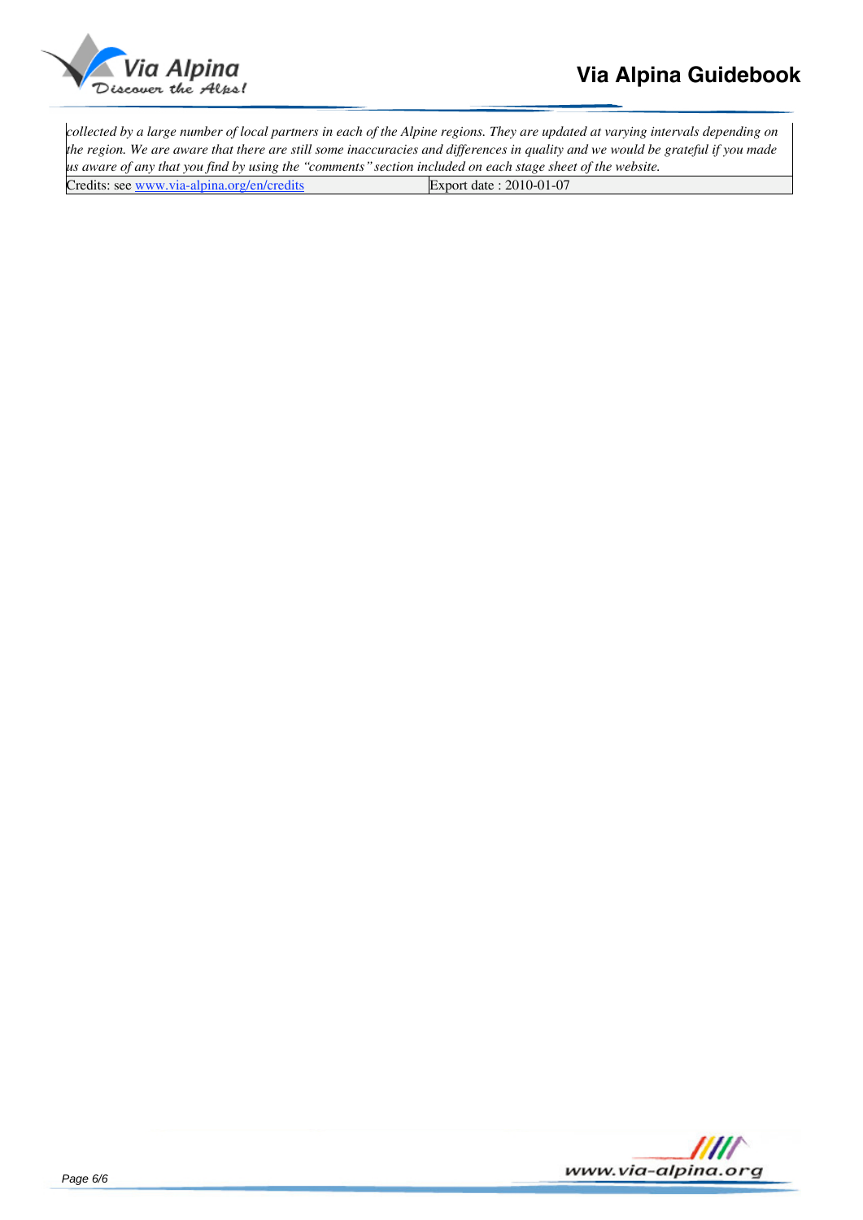*collected by a large number of local partners in each of the Alpine regions. They are updated at varying intervals depending on the region. We are aware that there are still some inaccuracies and differences in quality and we would be grateful if you made us aware of any that you find by using the "comments" section included on each stage sheet of the website.*

| | |
|---|---|
| Credits: see www.via-alpina.org/en/credits | Export date : 2010-01-07 |